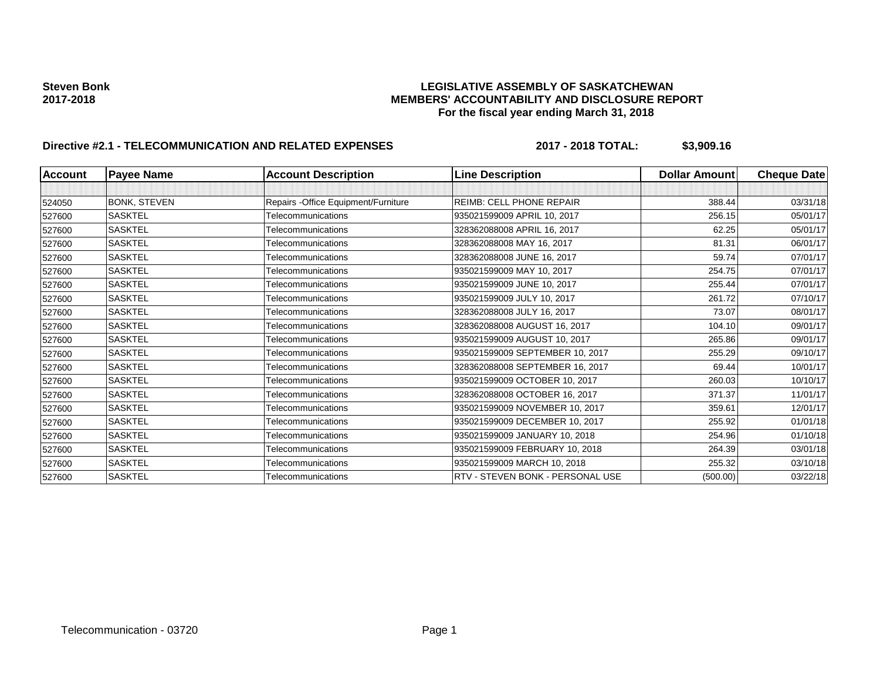**Steven Bonk**
**2017-2018**

**LEGISLATIVE ASSEMBLY OF SASKATCHEWAN**
**MEMBERS' ACCOUNTABILITY AND DISCLOSURE REPORT**
**For the fiscal year ending March 31, 2018**

**Directive #2.1 - TELECOMMUNICATION AND RELATED EXPENSES** **2017 - 2018 TOTAL: $3,909.16**

| Account | Payee Name | Account Description | Line Description | Dollar Amount | Cheque Date |
|---|---|---|---|---|---|
| | | | | | |
| 524050 | BONK, STEVEN | Repairs -Office Equipment/Furniture | REIMB: CELL PHONE REPAIR | 388.44 | 03/31/18 |
| 527600 | SASKTEL | Telecommunications | 935021599009 APRIL 10, 2017 | 256.15 | 05/01/17 |
| 527600 | SASKTEL | Telecommunications | 328362088008 APRIL 16, 2017 | 62.25 | 05/01/17 |
| 527600 | SASKTEL | Telecommunications | 328362088008 MAY 16, 2017 | 81.31 | 06/01/17 |
| 527600 | SASKTEL | Telecommunications | 328362088008 JUNE 16, 2017 | 59.74 | 07/01/17 |
| 527600 | SASKTEL | Telecommunications | 935021599009 MAY 10, 2017 | 254.75 | 07/01/17 |
| 527600 | SASKTEL | Telecommunications | 935021599009 JUNE 10, 2017 | 255.44 | 07/01/17 |
| 527600 | SASKTEL | Telecommunications | 935021599009 JULY 10, 2017 | 261.72 | 07/10/17 |
| 527600 | SASKTEL | Telecommunications | 328362088008 JULY 16, 2017 | 73.07 | 08/01/17 |
| 527600 | SASKTEL | Telecommunications | 328362088008 AUGUST 16, 2017 | 104.10 | 09/01/17 |
| 527600 | SASKTEL | Telecommunications | 935021599009 AUGUST 10, 2017 | 265.86 | 09/01/17 |
| 527600 | SASKTEL | Telecommunications | 935021599009 SEPTEMBER 10, 2017 | 255.29 | 09/10/17 |
| 527600 | SASKTEL | Telecommunications | 328362088008 SEPTEMBER 16, 2017 | 69.44 | 10/01/17 |
| 527600 | SASKTEL | Telecommunications | 935021599009 OCTOBER 10, 2017 | 260.03 | 10/10/17 |
| 527600 | SASKTEL | Telecommunications | 328362088008 OCTOBER 16, 2017 | 371.37 | 11/01/17 |
| 527600 | SASKTEL | Telecommunications | 935021599009 NOVEMBER 10, 2017 | 359.61 | 12/01/17 |
| 527600 | SASKTEL | Telecommunications | 935021599009 DECEMBER 10, 2017 | 255.92 | 01/01/18 |
| 527600 | SASKTEL | Telecommunications | 935021599009 JANUARY 10, 2018 | 254.96 | 01/10/18 |
| 527600 | SASKTEL | Telecommunications | 935021599009 FEBRUARY 10, 2018 | 264.39 | 03/01/18 |
| 527600 | SASKTEL | Telecommunications | 935021599009 MARCH 10, 2018 | 255.32 | 03/10/18 |
| 527600 | SASKTEL | Telecommunications | RTV - STEVEN BONK - PERSONAL USE | (500.00) | 03/22/18 |

Telecommunication - 03720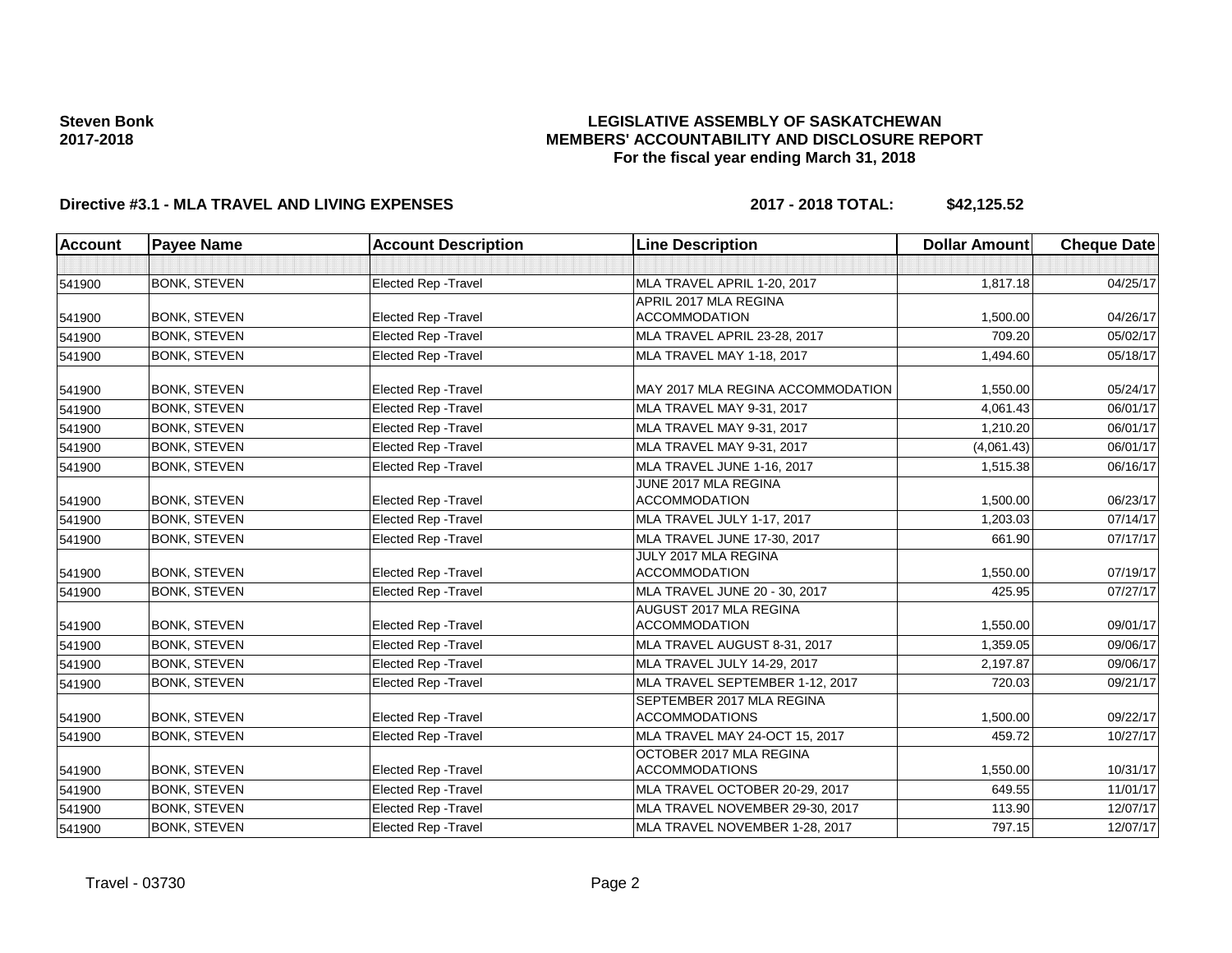**Steven Bonk**
**2017-2018**

# LEGISLATIVE ASSEMBLY OF SASKATCHEWAN
## MEMBERS' ACCOUNTABILITY AND DISCLOSURE REPORT
### For the fiscal year ending March 31, 2018

**Directive #3.1 - MLA TRAVEL AND LIVING EXPENSES** **2017 - 2018 TOTAL: $42,125.52**

| Account | Payee Name | Account Description | Line Description | Dollar Amount | Cheque Date |
|---|---|---|---|---|---|
| | | | | | |
| 541900 | BONK, STEVEN | Elected Rep -Travel | MLA TRAVEL APRIL 1-20, 2017 | 1,817.18 | 04/25/17 |
| 541900 | BONK, STEVEN | Elected Rep -Travel | APRIL 2017 MLA REGINA ACCOMMODATION | 1,500.00 | 04/26/17 |
| 541900 | BONK, STEVEN | Elected Rep -Travel | MLA TRAVEL APRIL 23-28, 2017 | 709.20 | 05/02/17 |
| 541900 | BONK, STEVEN | Elected Rep -Travel | MLA TRAVEL MAY 1-18, 2017 | 1,494.60 | 05/18/17 |
| 541900 | BONK, STEVEN | Elected Rep -Travel | MAY 2017 MLA REGINA ACCOMMODATION | 1,550.00 | 05/24/17 |
| 541900 | BONK, STEVEN | Elected Rep -Travel | MLA TRAVEL MAY 9-31, 2017 | 4,061.43 | 06/01/17 |
| 541900 | BONK, STEVEN | Elected Rep -Travel | MLA TRAVEL MAY 9-31, 2017 | 1,210.20 | 06/01/17 |
| 541900 | BONK, STEVEN | Elected Rep -Travel | MLA TRAVEL MAY 9-31, 2017 | (4,061.43) | 06/01/17 |
| 541900 | BONK, STEVEN | Elected Rep -Travel | MLA TRAVEL JUNE 1-16, 2017 | 1,515.38 | 06/16/17 |
| 541900 | BONK, STEVEN | Elected Rep -Travel | JUNE 2017 MLA REGINA ACCOMMODATION | 1,500.00 | 06/23/17 |
| 541900 | BONK, STEVEN | Elected Rep -Travel | MLA TRAVEL JULY 1-17, 2017 | 1,203.03 | 07/14/17 |
| 541900 | BONK, STEVEN | Elected Rep -Travel | MLA TRAVEL JUNE 17-30, 2017 | 661.90 | 07/17/17 |
| 541900 | BONK, STEVEN | Elected Rep -Travel | JULY 2017 MLA REGINA ACCOMMODATION | 1,550.00 | 07/19/17 |
| 541900 | BONK, STEVEN | Elected Rep -Travel | MLA TRAVEL JUNE 20 - 30, 2017 | 425.95 | 07/27/17 |
| 541900 | BONK, STEVEN | Elected Rep -Travel | AUGUST 2017 MLA REGINA ACCOMMODATION | 1,550.00 | 09/01/17 |
| 541900 | BONK, STEVEN | Elected Rep -Travel | MLA TRAVEL AUGUST 8-31, 2017 | 1,359.05 | 09/06/17 |
| 541900 | BONK, STEVEN | Elected Rep -Travel | MLA TRAVEL JULY 14-29, 2017 | 2,197.87 | 09/06/17 |
| 541900 | BONK, STEVEN | Elected Rep -Travel | MLA TRAVEL SEPTEMBER 1-12, 2017 | 720.03 | 09/21/17 |
| 541900 | BONK, STEVEN | Elected Rep -Travel | SEPTEMBER 2017 MLA REGINA ACCOMMODATIONS | 1,500.00 | 09/22/17 |
| 541900 | BONK, STEVEN | Elected Rep -Travel | MLA TRAVEL MAY 24-OCT 15, 2017 | 459.72 | 10/27/17 |
| 541900 | BONK, STEVEN | Elected Rep -Travel | OCTOBER 2017 MLA REGINA ACCOMMODATIONS | 1,550.00 | 10/31/17 |
| 541900 | BONK, STEVEN | Elected Rep -Travel | MLA TRAVEL OCTOBER 20-29, 2017 | 649.55 | 11/01/17 |
| 541900 | BONK, STEVEN | Elected Rep -Travel | MLA TRAVEL NOVEMBER 29-30, 2017 | 113.90 | 12/07/17 |
| 541900 | BONK, STEVEN | Elected Rep -Travel | MLA TRAVEL NOVEMBER 1-28, 2017 | 797.15 | 12/07/17 |

Travel - 03730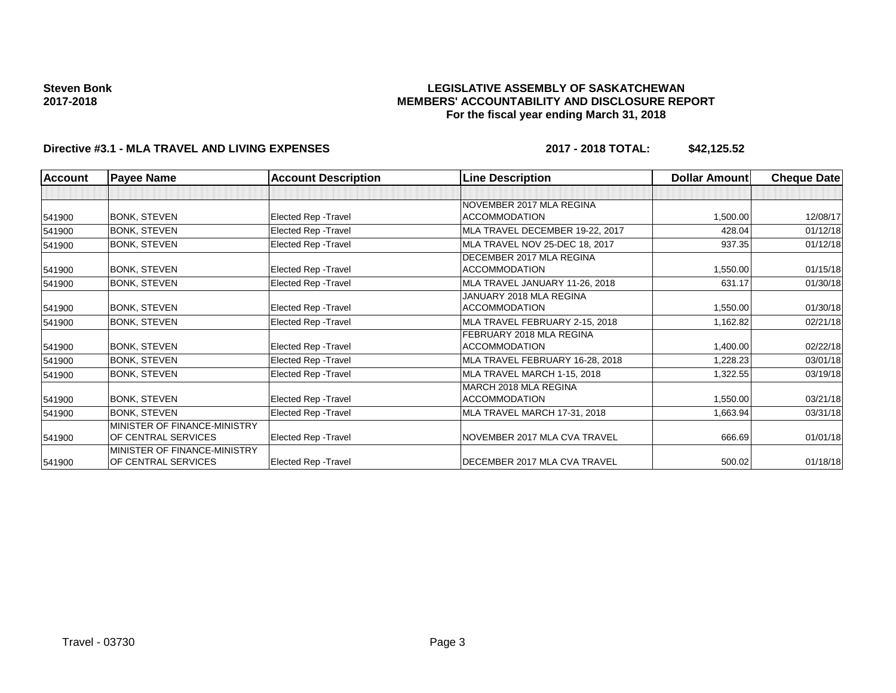**Steven Bonk**
**2017-2018**

**LEGISLATIVE ASSEMBLY OF SASKATCHEWAN**
**MEMBERS' ACCOUNTABILITY AND DISCLOSURE REPORT**
**For the fiscal year ending March 31, 2018**

**Directive #3.1 - MLA TRAVEL AND LIVING EXPENSES** **2017 - 2018 TOTAL: $42,125.52**

| Account | Payee Name | Account Description | Line Description | Dollar Amount | Cheque Date |
|---|---|---|---|---|---|
| | | | | | |
| 541900 | BONK, STEVEN | Elected Rep -Travel | NOVEMBER 2017 MLA REGINA ACCOMMODATION | 1,500.00 | 12/08/17 |
| 541900 | BONK, STEVEN | Elected Rep -Travel | MLA TRAVEL DECEMBER 19-22, 2017 | 428.04 | 01/12/18 |
| 541900 | BONK, STEVEN | Elected Rep -Travel | MLA TRAVEL NOV 25-DEC 18, 2017 | 937.35 | 01/12/18 |
| 541900 | BONK, STEVEN | Elected Rep -Travel | DECEMBER 2017 MLA REGINA ACCOMMODATION | 1,550.00 | 01/15/18 |
| 541900 | BONK, STEVEN | Elected Rep -Travel | MLA TRAVEL JANUARY 11-26, 2018 | 631.17 | 01/30/18 |
| 541900 | BONK, STEVEN | Elected Rep -Travel | JANUARY 2018 MLA REGINA ACCOMMODATION | 1,550.00 | 01/30/18 |
| 541900 | BONK, STEVEN | Elected Rep -Travel | MLA TRAVEL FEBRUARY 2-15, 2018 | 1,162.82 | 02/21/18 |
| 541900 | BONK, STEVEN | Elected Rep -Travel | FEBRUARY 2018 MLA REGINA ACCOMMODATION | 1,400.00 | 02/22/18 |
| 541900 | BONK, STEVEN | Elected Rep -Travel | MLA TRAVEL FEBRUARY 16-28, 2018 | 1,228.23 | 03/01/18 |
| 541900 | BONK, STEVEN | Elected Rep -Travel | MLA TRAVEL MARCH 1-15, 2018 | 1,322.55 | 03/19/18 |
| 541900 | BONK, STEVEN | Elected Rep -Travel | MARCH 2018 MLA REGINA ACCOMMODATION | 1,550.00 | 03/21/18 |
| 541900 | BONK, STEVEN | Elected Rep -Travel | MLA TRAVEL MARCH 17-31, 2018 | 1,663.94 | 03/31/18 |
| 541900 | MINISTER OF FINANCE-MINISTRY OF CENTRAL SERVICES | Elected Rep -Travel | NOVEMBER 2017 MLA CVA TRAVEL | 666.69 | 01/01/18 |
| 541900 | MINISTER OF FINANCE-MINISTRY OF CENTRAL SERVICES | Elected Rep -Travel | DECEMBER 2017 MLA CVA TRAVEL | 500.02 | 01/18/18 |

Travel - 03730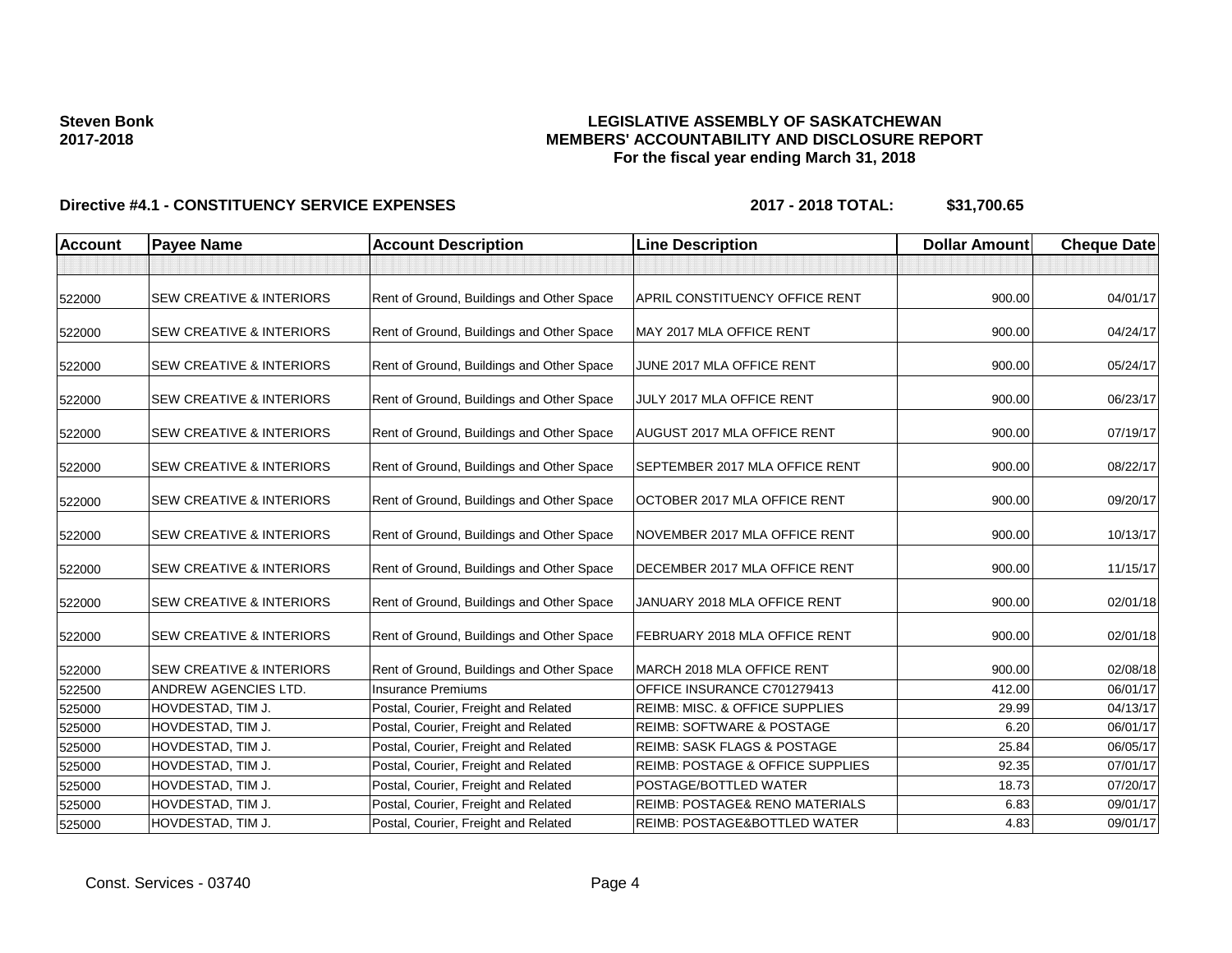**Steven Bonk**
**2017-2018**

# LEGISLATIVE ASSEMBLY OF SASKATCHEWAN
## MEMBERS' ACCOUNTABILITY AND DISCLOSURE REPORT
### For the fiscal year ending March 31, 2018

**Directive #4.1 - CONSTITUENCY SERVICE EXPENSES** **2017 - 2018 TOTAL: $31,700.65**

| Account | Payee Name | Account Description | Line Description | Dollar Amount | Cheque Date |
|---|---|---|---|---|---|
| | | | | | |
| 522000 | SEW CREATIVE & INTERIORS | Rent of Ground, Buildings and Other Space | APRIL CONSTITUENCY OFFICE RENT | 900.00 | 04/01/17 |
| 522000 | SEW CREATIVE & INTERIORS | Rent of Ground, Buildings and Other Space | MAY 2017 MLA OFFICE RENT | 900.00 | 04/24/17 |
| 522000 | SEW CREATIVE & INTERIORS | Rent of Ground, Buildings and Other Space | JUNE 2017 MLA OFFICE RENT | 900.00 | 05/24/17 |
| 522000 | SEW CREATIVE & INTERIORS | Rent of Ground, Buildings and Other Space | JULY 2017 MLA OFFICE RENT | 900.00 | 06/23/17 |
| 522000 | SEW CREATIVE & INTERIORS | Rent of Ground, Buildings and Other Space | AUGUST 2017 MLA OFFICE RENT | 900.00 | 07/19/17 |
| 522000 | SEW CREATIVE & INTERIORS | Rent of Ground, Buildings and Other Space | SEPTEMBER 2017 MLA OFFICE RENT | 900.00 | 08/22/17 |
| 522000 | SEW CREATIVE & INTERIORS | Rent of Ground, Buildings and Other Space | OCTOBER 2017 MLA OFFICE RENT | 900.00 | 09/20/17 |
| 522000 | SEW CREATIVE & INTERIORS | Rent of Ground, Buildings and Other Space | NOVEMBER 2017 MLA OFFICE RENT | 900.00 | 10/13/17 |
| 522000 | SEW CREATIVE & INTERIORS | Rent of Ground, Buildings and Other Space | DECEMBER 2017 MLA OFFICE RENT | 900.00 | 11/15/17 |
| 522000 | SEW CREATIVE & INTERIORS | Rent of Ground, Buildings and Other Space | JANUARY 2018 MLA OFFICE RENT | 900.00 | 02/01/18 |
| 522000 | SEW CREATIVE & INTERIORS | Rent of Ground, Buildings and Other Space | FEBRUARY 2018 MLA OFFICE RENT | 900.00 | 02/01/18 |
| 522000 | SEW CREATIVE & INTERIORS | Rent of Ground, Buildings and Other Space | MARCH 2018 MLA OFFICE RENT | 900.00 | 02/08/18 |
| 522500 | ANDREW AGENCIES LTD. | Insurance Premiums | OFFICE INSURANCE C701279413 | 412.00 | 06/01/17 |
| 525000 | HOVDESTAD, TIM J. | Postal, Courier, Freight and Related | REIMB: MISC. & OFFICE SUPPLIES | 29.99 | 04/13/17 |
| 525000 | HOVDESTAD, TIM J. | Postal, Courier, Freight and Related | REIMB: SOFTWARE & POSTAGE | 6.20 | 06/01/17 |
| 525000 | HOVDESTAD, TIM J. | Postal, Courier, Freight and Related | REIMB: SASK FLAGS & POSTAGE | 25.84 | 06/05/17 |
| 525000 | HOVDESTAD, TIM J. | Postal, Courier, Freight and Related | REIMB: POSTAGE & OFFICE SUPPLIES | 92.35 | 07/01/17 |
| 525000 | HOVDESTAD, TIM J. | Postal, Courier, Freight and Related | POSTAGE/BOTTLED WATER | 18.73 | 07/20/17 |
| 525000 | HOVDESTAD, TIM J. | Postal, Courier, Freight and Related | REIMB: POSTAGE& RENO MATERIALS | 6.83 | 09/01/17 |
| 525000 | HOVDESTAD, TIM J. | Postal, Courier, Freight and Related | REIMB: POSTAGE&BOTTLED WATER | 4.83 | 09/01/17 |

Const. Services - 03740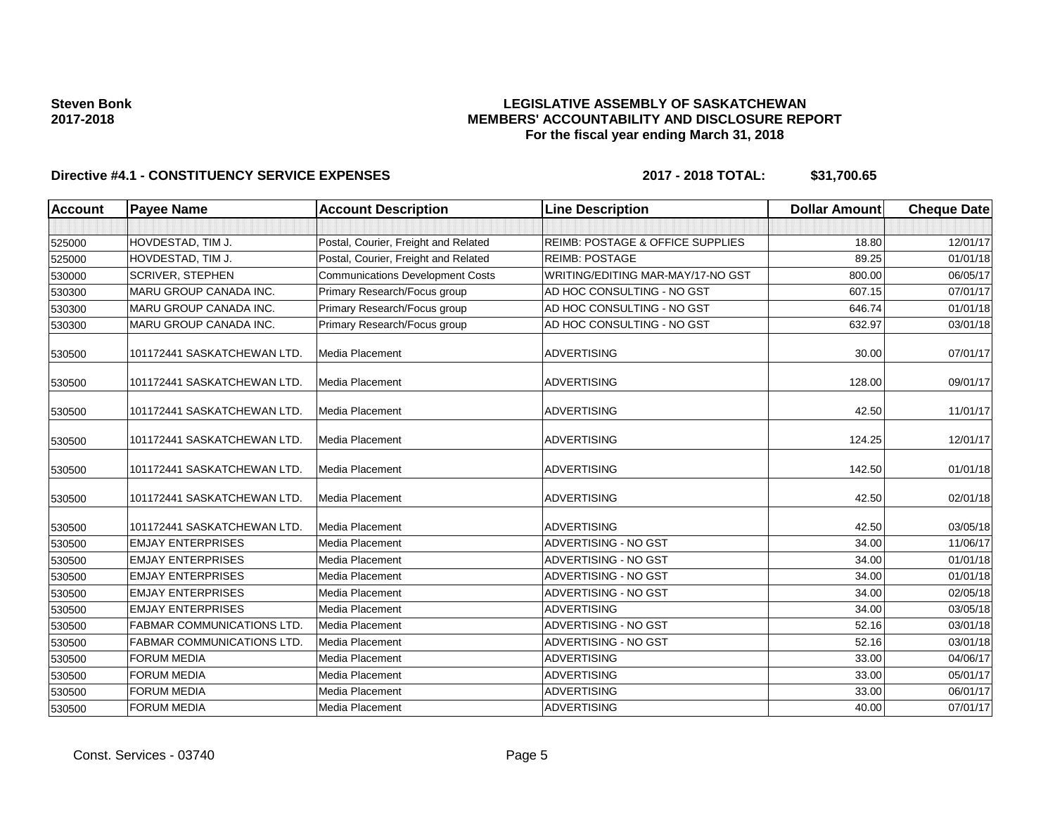**Steven Bonk**
**2017-2018**

# LEGISLATIVE ASSEMBLY OF SASKATCHEWAN
## MEMBERS' ACCOUNTABILITY AND DISCLOSURE REPORT
### For the fiscal year ending March 31, 2018

**Directive #4.1 - CONSTITUENCY SERVICE EXPENSES** **2017 - 2018 TOTAL: $31,700.65**

| Account | Payee Name | Account Description | Line Description | Dollar Amount | Cheque Date |
|---|---|---|---|---|---|
| | | | | | |
| 525000 | HOVDESTAD, TIM J. | Postal, Courier, Freight and Related | REIMB: POSTAGE & OFFICE SUPPLIES | 18.80 | 12/01/17 |
| 525000 | HOVDESTAD, TIM J. | Postal, Courier, Freight and Related | REIMB: POSTAGE | 89.25 | 01/01/18 |
| 530000 | SCRIVER, STEPHEN | Communications Development Costs | WRITING/EDITING MAR-MAY/17-NO GST | 800.00 | 06/05/17 |
| 530300 | MARU GROUP CANADA INC. | Primary Research/Focus group | AD HOC CONSULTING - NO GST | 607.15 | 07/01/17 |
| 530300 | MARU GROUP CANADA INC. | Primary Research/Focus group | AD HOC CONSULTING - NO GST | 646.74 | 01/01/18 |
| 530300 | MARU GROUP CANADA INC. | Primary Research/Focus group | AD HOC CONSULTING - NO GST | 632.97 | 03/01/18 |
| 530500 | 101172441 SASKATCHEWAN LTD. | Media Placement | ADVERTISING | 30.00 | 07/01/17 |
| 530500 | 101172441 SASKATCHEWAN LTD. | Media Placement | ADVERTISING | 128.00 | 09/01/17 |
| 530500 | 101172441 SASKATCHEWAN LTD. | Media Placement | ADVERTISING | 42.50 | 11/01/17 |
| 530500 | 101172441 SASKATCHEWAN LTD. | Media Placement | ADVERTISING | 124.25 | 12/01/17 |
| 530500 | 101172441 SASKATCHEWAN LTD. | Media Placement | ADVERTISING | 142.50 | 01/01/18 |
| 530500 | 101172441 SASKATCHEWAN LTD. | Media Placement | ADVERTISING | 42.50 | 02/01/18 |
| 530500 | 101172441 SASKATCHEWAN LTD. | Media Placement | ADVERTISING | 42.50 | 03/05/18 |
| 530500 | EMJAY ENTERPRISES | Media Placement | ADVERTISING - NO GST | 34.00 | 11/06/17 |
| 530500 | EMJAY ENTERPRISES | Media Placement | ADVERTISING - NO GST | 34.00 | 01/01/18 |
| 530500 | EMJAY ENTERPRISES | Media Placement | ADVERTISING - NO GST | 34.00 | 01/01/18 |
| 530500 | EMJAY ENTERPRISES | Media Placement | ADVERTISING - NO GST | 34.00 | 02/05/18 |
| 530500 | EMJAY ENTERPRISES | Media Placement | ADVERTISING | 34.00 | 03/05/18 |
| 530500 | FABMAR COMMUNICATIONS LTD. | Media Placement | ADVERTISING - NO GST | 52.16 | 03/01/18 |
| 530500 | FABMAR COMMUNICATIONS LTD. | Media Placement | ADVERTISING - NO GST | 52.16 | 03/01/18 |
| 530500 | FORUM MEDIA | Media Placement | ADVERTISING | 33.00 | 04/06/17 |
| 530500 | FORUM MEDIA | Media Placement | ADVERTISING | 33.00 | 05/01/17 |
| 530500 | FORUM MEDIA | Media Placement | ADVERTISING | 33.00 | 06/01/17 |
| 530500 | FORUM MEDIA | Media Placement | ADVERTISING | 40.00 | 07/01/17 |

Const. Services - 03740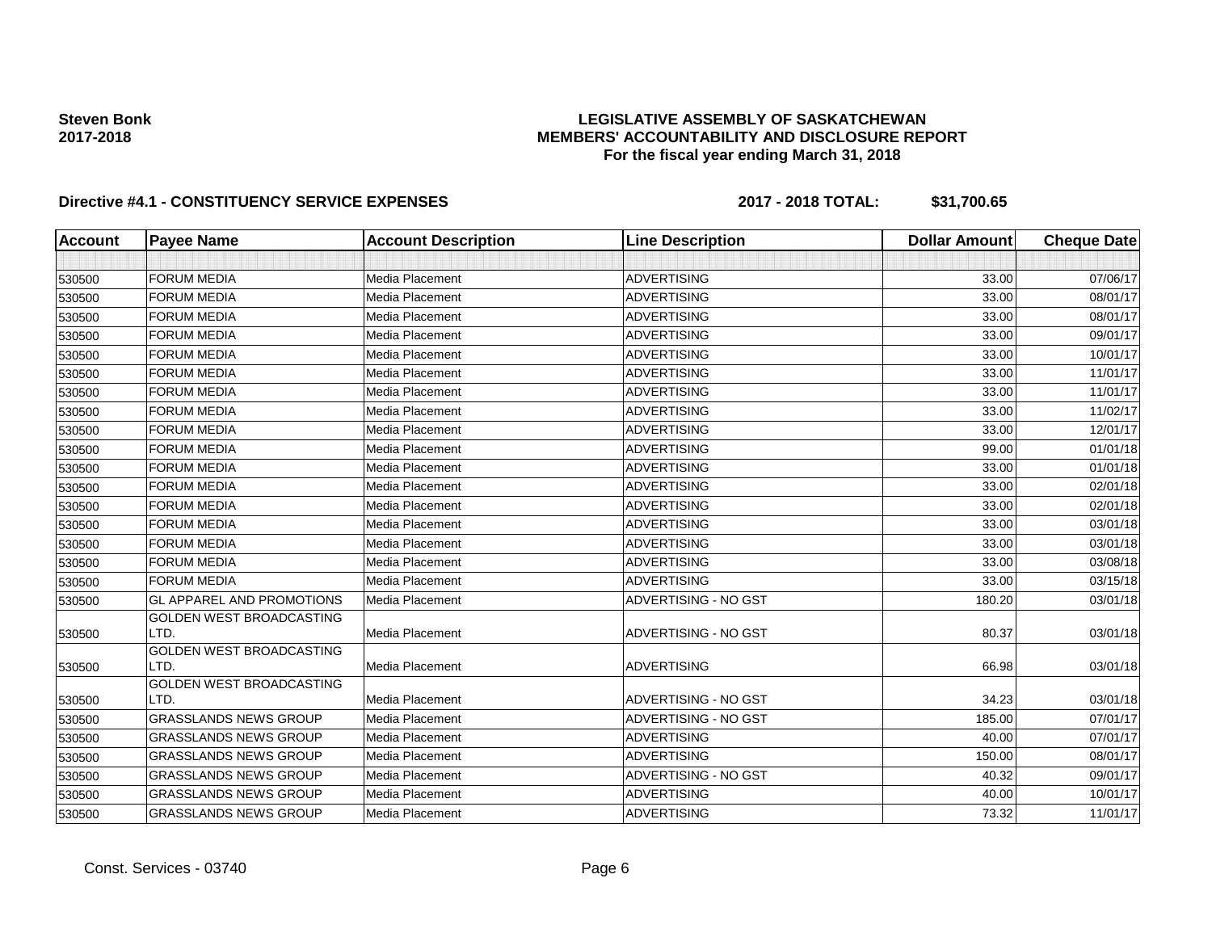**Steven Bonk**
**2017-2018**

**LEGISLATIVE ASSEMBLY OF SASKATCHEWAN**
**MEMBERS' ACCOUNTABILITY AND DISCLOSURE REPORT**
**For the fiscal year ending March 31, 2018**

**Directive #4.1 - CONSTITUENCY SERVICE EXPENSES** **2017 - 2018 TOTAL: $31,700.65**

| Account | Payee Name | Account Description | Line Description | Dollar Amount | Cheque Date |
|---|---|---|---|---|---|
| | | | | | |
| 530500 | FORUM MEDIA | Media Placement | ADVERTISING | 33.00 | 07/06/17 |
| 530500 | FORUM MEDIA | Media Placement | ADVERTISING | 33.00 | 08/01/17 |
| 530500 | FORUM MEDIA | Media Placement | ADVERTISING | 33.00 | 08/01/17 |
| 530500 | FORUM MEDIA | Media Placement | ADVERTISING | 33.00 | 09/01/17 |
| 530500 | FORUM MEDIA | Media Placement | ADVERTISING | 33.00 | 10/01/17 |
| 530500 | FORUM MEDIA | Media Placement | ADVERTISING | 33.00 | 11/01/17 |
| 530500 | FORUM MEDIA | Media Placement | ADVERTISING | 33.00 | 11/01/17 |
| 530500 | FORUM MEDIA | Media Placement | ADVERTISING | 33.00 | 11/02/17 |
| 530500 | FORUM MEDIA | Media Placement | ADVERTISING | 33.00 | 12/01/17 |
| 530500 | FORUM MEDIA | Media Placement | ADVERTISING | 99.00 | 01/01/18 |
| 530500 | FORUM MEDIA | Media Placement | ADVERTISING | 33.00 | 01/01/18 |
| 530500 | FORUM MEDIA | Media Placement | ADVERTISING | 33.00 | 02/01/18 |
| 530500 | FORUM MEDIA | Media Placement | ADVERTISING | 33.00 | 02/01/18 |
| 530500 | FORUM MEDIA | Media Placement | ADVERTISING | 33.00 | 03/01/18 |
| 530500 | FORUM MEDIA | Media Placement | ADVERTISING | 33.00 | 03/01/18 |
| 530500 | FORUM MEDIA | Media Placement | ADVERTISING | 33.00 | 03/08/18 |
| 530500 | FORUM MEDIA | Media Placement | ADVERTISING | 33.00 | 03/15/18 |
| 530500 | GL APPAREL AND PROMOTIONS | Media Placement | ADVERTISING - NO GST | 180.20 | 03/01/18 |
| 530500 | GOLDEN WEST BROADCASTING LTD. | Media Placement | ADVERTISING - NO GST | 80.37 | 03/01/18 |
| 530500 | GOLDEN WEST BROADCASTING LTD. | Media Placement | ADVERTISING | 66.98 | 03/01/18 |
| 530500 | GOLDEN WEST BROADCASTING LTD. | Media Placement | ADVERTISING - NO GST | 34.23 | 03/01/18 |
| 530500 | GRASSLANDS NEWS GROUP | Media Placement | ADVERTISING - NO GST | 185.00 | 07/01/17 |
| 530500 | GRASSLANDS NEWS GROUP | Media Placement | ADVERTISING | 40.00 | 07/01/17 |
| 530500 | GRASSLANDS NEWS GROUP | Media Placement | ADVERTISING | 150.00 | 08/01/17 |
| 530500 | GRASSLANDS NEWS GROUP | Media Placement | ADVERTISING - NO GST | 40.32 | 09/01/17 |
| 530500 | GRASSLANDS NEWS GROUP | Media Placement | ADVERTISING | 40.00 | 10/01/17 |
| 530500 | GRASSLANDS NEWS GROUP | Media Placement | ADVERTISING | 73.32 | 11/01/17 |

Const. Services - 03740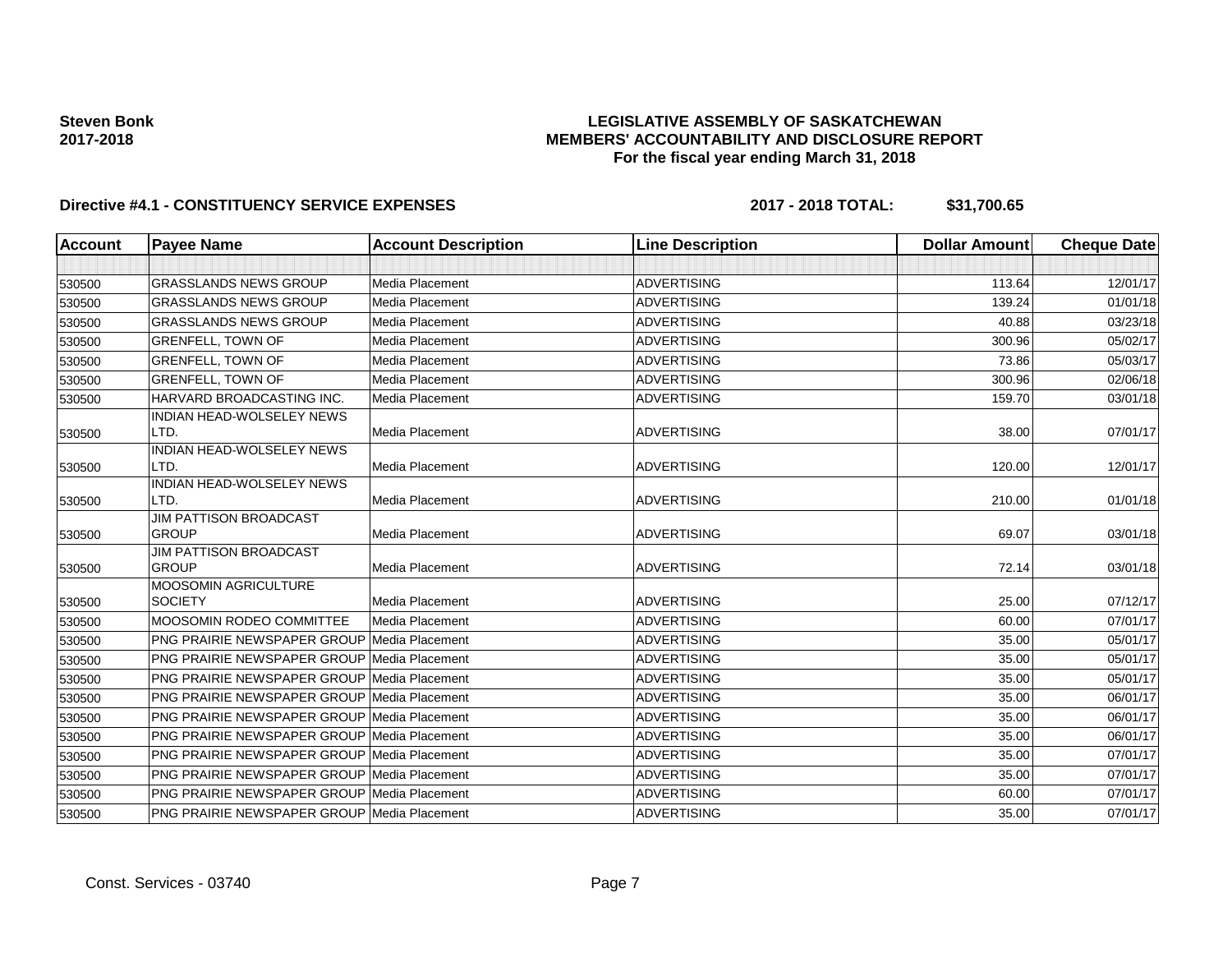**Steven Bonk**
**2017-2018**

**LEGISLATIVE ASSEMBLY OF SASKATCHEWAN**
**MEMBERS' ACCOUNTABILITY AND DISCLOSURE REPORT**
**For the fiscal year ending March 31, 2018**

**Directive #4.1 - CONSTITUENCY SERVICE EXPENSES** **2017 - 2018 TOTAL: $31,700.65**

| Account | Payee Name | Account Description | Line Description | Dollar Amount | Cheque Date |
|---|---|---|---|---|---|
| | | | | | |
| 530500 | GRASSLANDS NEWS GROUP | Media Placement | ADVERTISING | 113.64 | 12/01/17 |
| 530500 | GRASSLANDS NEWS GROUP | Media Placement | ADVERTISING | 139.24 | 01/01/18 |
| 530500 | GRASSLANDS NEWS GROUP | Media Placement | ADVERTISING | 40.88 | 03/23/18 |
| 530500 | GRENFELL, TOWN OF | Media Placement | ADVERTISING | 300.96 | 05/02/17 |
| 530500 | GRENFELL, TOWN OF | Media Placement | ADVERTISING | 73.86 | 05/03/17 |
| 530500 | GRENFELL, TOWN OF | Media Placement | ADVERTISING | 300.96 | 02/06/18 |
| 530500 | HARVARD BROADCASTING INC. | Media Placement | ADVERTISING | 159.70 | 03/01/18 |
| 530500 | INDIAN HEAD-WOLSELEY NEWS LTD. | Media Placement | ADVERTISING | 38.00 | 07/01/17 |
| 530500 | INDIAN HEAD-WOLSELEY NEWS LTD. | Media Placement | ADVERTISING | 120.00 | 12/01/17 |
| 530500 | INDIAN HEAD-WOLSELEY NEWS LTD. | Media Placement | ADVERTISING | 210.00 | 01/01/18 |
| 530500 | JIM PATTISON BROADCAST GROUP | Media Placement | ADVERTISING | 69.07 | 03/01/18 |
| 530500 | JIM PATTISON BROADCAST GROUP | Media Placement | ADVERTISING | 72.14 | 03/01/18 |
| 530500 | MOOSOMIN AGRICULTURE SOCIETY | Media Placement | ADVERTISING | 25.00 | 07/12/17 |
| 530500 | MOOSOMIN RODEO COMMITTEE | Media Placement | ADVERTISING | 60.00 | 07/01/17 |
| 530500 | PNG PRAIRIE NEWSPAPER GROUP | Media Placement | ADVERTISING | 35.00 | 05/01/17 |
| 530500 | PNG PRAIRIE NEWSPAPER GROUP | Media Placement | ADVERTISING | 35.00 | 05/01/17 |
| 530500 | PNG PRAIRIE NEWSPAPER GROUP | Media Placement | ADVERTISING | 35.00 | 05/01/17 |
| 530500 | PNG PRAIRIE NEWSPAPER GROUP | Media Placement | ADVERTISING | 35.00 | 06/01/17 |
| 530500 | PNG PRAIRIE NEWSPAPER GROUP | Media Placement | ADVERTISING | 35.00 | 06/01/17 |
| 530500 | PNG PRAIRIE NEWSPAPER GROUP | Media Placement | ADVERTISING | 35.00 | 06/01/17 |
| 530500 | PNG PRAIRIE NEWSPAPER GROUP | Media Placement | ADVERTISING | 35.00 | 07/01/17 |
| 530500 | PNG PRAIRIE NEWSPAPER GROUP | Media Placement | ADVERTISING | 35.00 | 07/01/17 |
| 530500 | PNG PRAIRIE NEWSPAPER GROUP | Media Placement | ADVERTISING | 60.00 | 07/01/17 |
| 530500 | PNG PRAIRIE NEWSPAPER GROUP | Media Placement | ADVERTISING | 35.00 | 07/01/17 |

Const. Services - 03740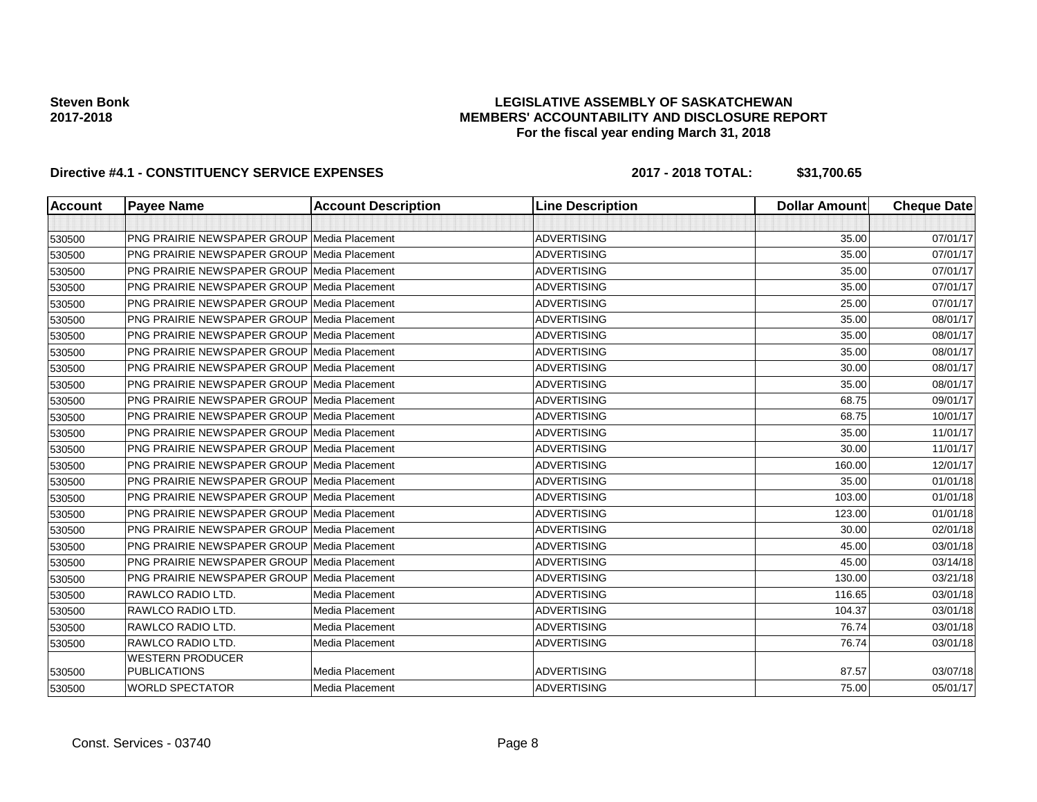**Steven Bonk**
**2017-2018**

**LEGISLATIVE ASSEMBLY OF SASKATCHEWAN**
**MEMBERS' ACCOUNTABILITY AND DISCLOSURE REPORT**
**For the fiscal year ending March 31, 2018**

**Directive #4.1 - CONSTITUENCY SERVICE EXPENSES** **2017 - 2018 TOTAL: $31,700.65**

| Account | Payee Name | Account Description | Line Description | Dollar Amount | Cheque Date |
|---|---|---|---|---|---|
| | | | | | |
| 530500 | PNG PRAIRIE NEWSPAPER GROUP | Media Placement | ADVERTISING | 35.00 | 07/01/17 |
| 530500 | PNG PRAIRIE NEWSPAPER GROUP | Media Placement | ADVERTISING | 35.00 | 07/01/17 |
| 530500 | PNG PRAIRIE NEWSPAPER GROUP | Media Placement | ADVERTISING | 35.00 | 07/01/17 |
| 530500 | PNG PRAIRIE NEWSPAPER GROUP | Media Placement | ADVERTISING | 35.00 | 07/01/17 |
| 530500 | PNG PRAIRIE NEWSPAPER GROUP | Media Placement | ADVERTISING | 25.00 | 07/01/17 |
| 530500 | PNG PRAIRIE NEWSPAPER GROUP | Media Placement | ADVERTISING | 35.00 | 08/01/17 |
| 530500 | PNG PRAIRIE NEWSPAPER GROUP | Media Placement | ADVERTISING | 35.00 | 08/01/17 |
| 530500 | PNG PRAIRIE NEWSPAPER GROUP | Media Placement | ADVERTISING | 35.00 | 08/01/17 |
| 530500 | PNG PRAIRIE NEWSPAPER GROUP | Media Placement | ADVERTISING | 30.00 | 08/01/17 |
| 530500 | PNG PRAIRIE NEWSPAPER GROUP | Media Placement | ADVERTISING | 35.00 | 08/01/17 |
| 530500 | PNG PRAIRIE NEWSPAPER GROUP | Media Placement | ADVERTISING | 68.75 | 09/01/17 |
| 530500 | PNG PRAIRIE NEWSPAPER GROUP | Media Placement | ADVERTISING | 68.75 | 10/01/17 |
| 530500 | PNG PRAIRIE NEWSPAPER GROUP | Media Placement | ADVERTISING | 35.00 | 11/01/17 |
| 530500 | PNG PRAIRIE NEWSPAPER GROUP | Media Placement | ADVERTISING | 30.00 | 11/01/17 |
| 530500 | PNG PRAIRIE NEWSPAPER GROUP | Media Placement | ADVERTISING | 160.00 | 12/01/17 |
| 530500 | PNG PRAIRIE NEWSPAPER GROUP | Media Placement | ADVERTISING | 35.00 | 01/01/18 |
| 530500 | PNG PRAIRIE NEWSPAPER GROUP | Media Placement | ADVERTISING | 103.00 | 01/01/18 |
| 530500 | PNG PRAIRIE NEWSPAPER GROUP | Media Placement | ADVERTISING | 123.00 | 01/01/18 |
| 530500 | PNG PRAIRIE NEWSPAPER GROUP | Media Placement | ADVERTISING | 30.00 | 02/01/18 |
| 530500 | PNG PRAIRIE NEWSPAPER GROUP | Media Placement | ADVERTISING | 45.00 | 03/01/18 |
| 530500 | PNG PRAIRIE NEWSPAPER GROUP | Media Placement | ADVERTISING | 45.00 | 03/14/18 |
| 530500 | PNG PRAIRIE NEWSPAPER GROUP | Media Placement | ADVERTISING | 130.00 | 03/21/18 |
| 530500 | RAWLCO RADIO LTD. | Media Placement | ADVERTISING | 116.65 | 03/01/18 |
| 530500 | RAWLCO RADIO LTD. | Media Placement | ADVERTISING | 104.37 | 03/01/18 |
| 530500 | RAWLCO RADIO LTD. | Media Placement | ADVERTISING | 76.74 | 03/01/18 |
| 530500 | RAWLCO RADIO LTD. | Media Placement | ADVERTISING | 76.74 | 03/01/18 |
| 530500 | WESTERN PRODUCER PUBLICATIONS | Media Placement | ADVERTISING | 87.57 | 03/07/18 |
| 530500 | WORLD SPECTATOR | Media Placement | ADVERTISING | 75.00 | 05/01/17 |

Const. Services - 03740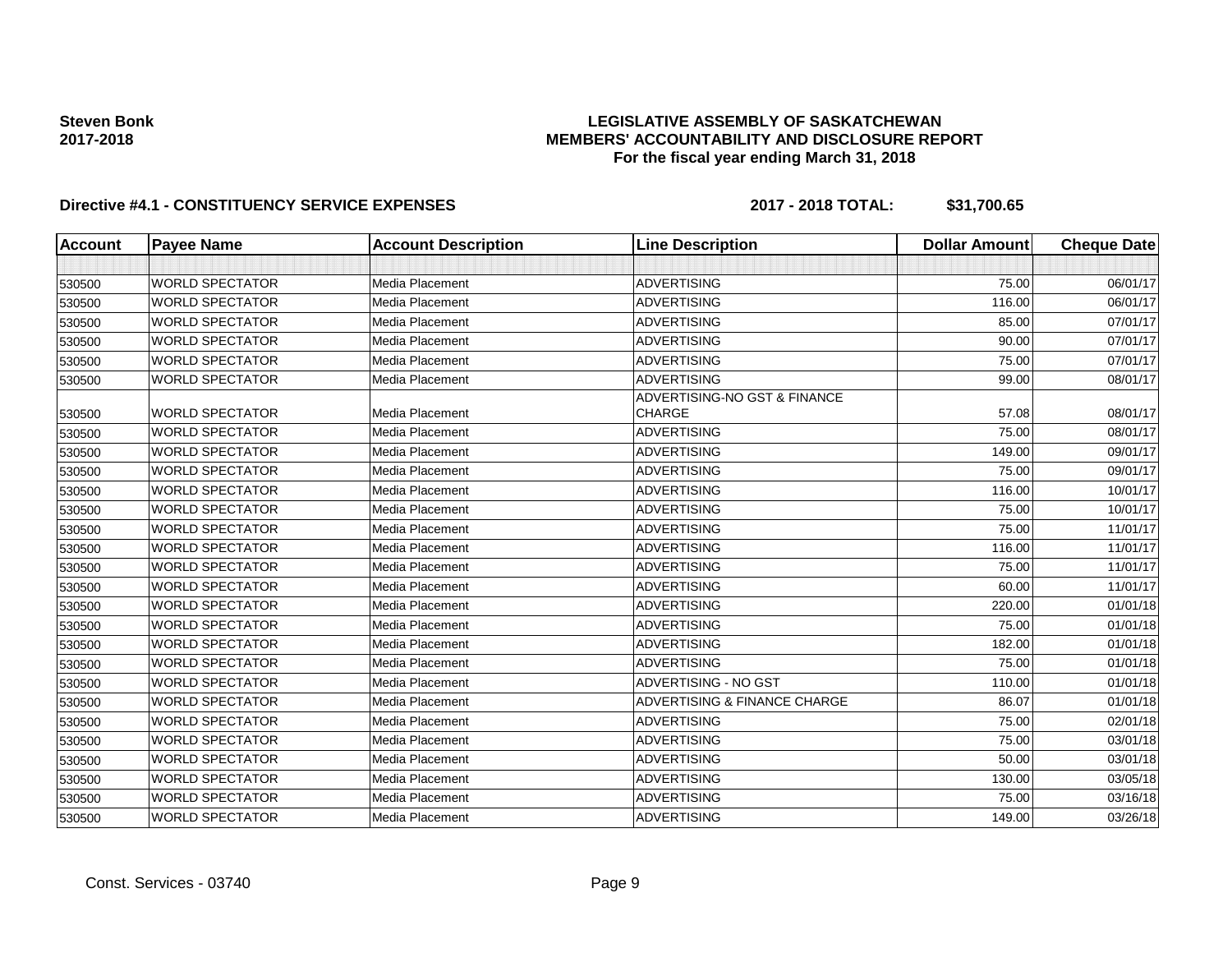**Steven Bonk**
**2017-2018**

**LEGISLATIVE ASSEMBLY OF SASKATCHEWAN**
**MEMBERS' ACCOUNTABILITY AND DISCLOSURE REPORT**
**For the fiscal year ending March 31, 2018**

**Directive #4.1 - CONSTITUENCY SERVICE EXPENSES** **2017 - 2018 TOTAL: $31,700.65**

| Account | Payee Name | Account Description | Line Description | Dollar Amount | Cheque Date |
|---|---|---|---|---|---|
| | | | | | |
| 530500 | WORLD SPECTATOR | Media Placement | ADVERTISING | 75.00 | 06/01/17 |
| 530500 | WORLD SPECTATOR | Media Placement | ADVERTISING | 116.00 | 06/01/17 |
| 530500 | WORLD SPECTATOR | Media Placement | ADVERTISING | 85.00 | 07/01/17 |
| 530500 | WORLD SPECTATOR | Media Placement | ADVERTISING | 90.00 | 07/01/17 |
| 530500 | WORLD SPECTATOR | Media Placement | ADVERTISING | 75.00 | 07/01/17 |
| 530500 | WORLD SPECTATOR | Media Placement | ADVERTISING | 99.00 | 08/01/17 |
| 530500 | WORLD SPECTATOR | Media Placement | ADVERTISING-NO GST & FINANCE CHARGE | 57.08 | 08/01/17 |
| 530500 | WORLD SPECTATOR | Media Placement | ADVERTISING | 75.00 | 08/01/17 |
| 530500 | WORLD SPECTATOR | Media Placement | ADVERTISING | 149.00 | 09/01/17 |
| 530500 | WORLD SPECTATOR | Media Placement | ADVERTISING | 75.00 | 09/01/17 |
| 530500 | WORLD SPECTATOR | Media Placement | ADVERTISING | 116.00 | 10/01/17 |
| 530500 | WORLD SPECTATOR | Media Placement | ADVERTISING | 75.00 | 10/01/17 |
| 530500 | WORLD SPECTATOR | Media Placement | ADVERTISING | 75.00 | 11/01/17 |
| 530500 | WORLD SPECTATOR | Media Placement | ADVERTISING | 116.00 | 11/01/17 |
| 530500 | WORLD SPECTATOR | Media Placement | ADVERTISING | 75.00 | 11/01/17 |
| 530500 | WORLD SPECTATOR | Media Placement | ADVERTISING | 60.00 | 11/01/17 |
| 530500 | WORLD SPECTATOR | Media Placement | ADVERTISING | 220.00 | 01/01/18 |
| 530500 | WORLD SPECTATOR | Media Placement | ADVERTISING | 75.00 | 01/01/18 |
| 530500 | WORLD SPECTATOR | Media Placement | ADVERTISING | 182.00 | 01/01/18 |
| 530500 | WORLD SPECTATOR | Media Placement | ADVERTISING | 75.00 | 01/01/18 |
| 530500 | WORLD SPECTATOR | Media Placement | ADVERTISING - NO GST | 110.00 | 01/01/18 |
| 530500 | WORLD SPECTATOR | Media Placement | ADVERTISING & FINANCE CHARGE | 86.07 | 01/01/18 |
| 530500 | WORLD SPECTATOR | Media Placement | ADVERTISING | 75.00 | 02/01/18 |
| 530500 | WORLD SPECTATOR | Media Placement | ADVERTISING | 75.00 | 03/01/18 |
| 530500 | WORLD SPECTATOR | Media Placement | ADVERTISING | 50.00 | 03/01/18 |
| 530500 | WORLD SPECTATOR | Media Placement | ADVERTISING | 130.00 | 03/05/18 |
| 530500 | WORLD SPECTATOR | Media Placement | ADVERTISING | 75.00 | 03/16/18 |
| 530500 | WORLD SPECTATOR | Media Placement | ADVERTISING | 149.00 | 03/26/18 |

Const. Services - 03740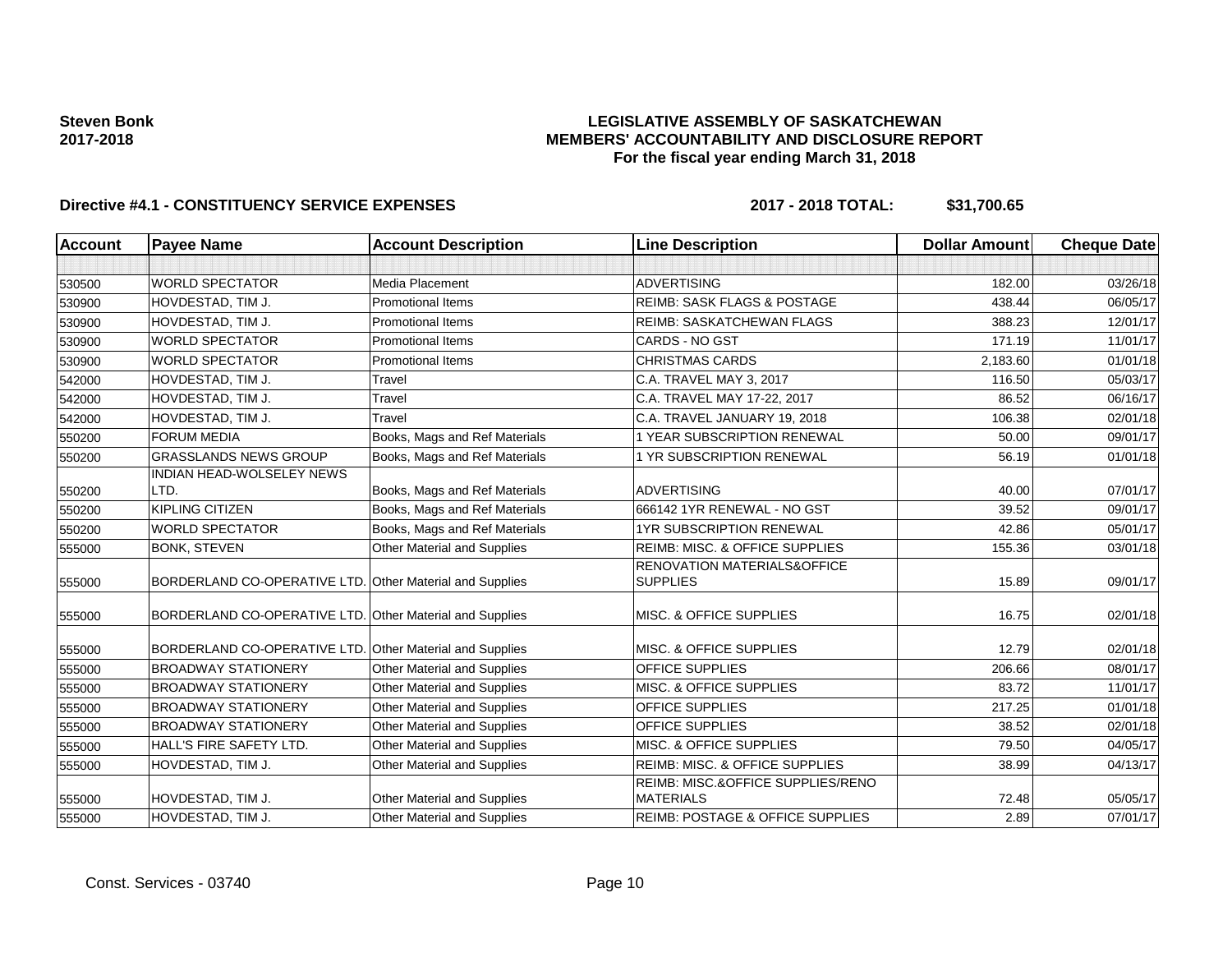**Steven Bonk**
**2017-2018**

**LEGISLATIVE ASSEMBLY OF SASKATCHEWAN**
**MEMBERS' ACCOUNTABILITY AND DISCLOSURE REPORT**
**For the fiscal year ending March 31, 2018**

**Directive #4.1 - CONSTITUENCY SERVICE EXPENSES** **2017 - 2018 TOTAL: $31,700.65**

| Account | Payee Name | Account Description | Line Description | Dollar Amount | Cheque Date |
|---|---|---|---|---|---|
| | | | | | |
| 530500 | WORLD SPECTATOR | Media Placement | ADVERTISING | 182.00 | 03/26/18 |
| 530900 | HOVDESTAD, TIM J. | Promotional Items | REIMB: SASK FLAGS & POSTAGE | 438.44 | 06/05/17 |
| 530900 | HOVDESTAD, TIM J. | Promotional Items | REIMB: SASKATCHEWAN FLAGS | 388.23 | 12/01/17 |
| 530900 | WORLD SPECTATOR | Promotional Items | CARDS - NO GST | 171.19 | 11/01/17 |
| 530900 | WORLD SPECTATOR | Promotional Items | CHRISTMAS CARDS | 2,183.60 | 01/01/18 |
| 542000 | HOVDESTAD, TIM J. | Travel | C.A. TRAVEL MAY 3, 2017 | 116.50 | 05/03/17 |
| 542000 | HOVDESTAD, TIM J. | Travel | C.A. TRAVEL MAY 17-22, 2017 | 86.52 | 06/16/17 |
| 542000 | HOVDESTAD, TIM J. | Travel | C.A. TRAVEL JANUARY 19, 2018 | 106.38 | 02/01/18 |
| 550200 | FORUM MEDIA | Books, Mags and Ref Materials | 1 YEAR SUBSCRIPTION RENEWAL | 50.00 | 09/01/17 |
| 550200 | GRASSLANDS NEWS GROUP | Books, Mags and Ref Materials | 1 YR SUBSCRIPTION RENEWAL | 56.19 | 01/01/18 |
| 550200 | INDIAN HEAD-WOLSELEY NEWS LTD. | Books, Mags and Ref Materials | ADVERTISING | 40.00 | 07/01/17 |
| 550200 | KIPLING CITIZEN | Books, Mags and Ref Materials | 666142 1YR RENEWAL - NO GST | 39.52 | 09/01/17 |
| 550200 | WORLD SPECTATOR | Books, Mags and Ref Materials | 1YR SUBSCRIPTION RENEWAL | 42.86 | 05/01/17 |
| 555000 | BONK, STEVEN | Other Material and Supplies | REIMB: MISC. & OFFICE SUPPLIES | 155.36 | 03/01/18 |
| 555000 | BORDERLAND CO-OPERATIVE LTD. | Other Material and Supplies | RENOVATION MATERIALS&OFFICE SUPPLIES | 15.89 | 09/01/17 |
| 555000 | BORDERLAND CO-OPERATIVE LTD. | Other Material and Supplies | MISC. & OFFICE SUPPLIES | 16.75 | 02/01/18 |
| 555000 | BORDERLAND CO-OPERATIVE LTD. | Other Material and Supplies | MISC. & OFFICE SUPPLIES | 12.79 | 02/01/18 |
| 555000 | BROADWAY STATIONERY | Other Material and Supplies | OFFICE SUPPLIES | 206.66 | 08/01/17 |
| 555000 | BROADWAY STATIONERY | Other Material and Supplies | MISC. & OFFICE SUPPLIES | 83.72 | 11/01/17 |
| 555000 | BROADWAY STATIONERY | Other Material and Supplies | OFFICE SUPPLIES | 217.25 | 01/01/18 |
| 555000 | BROADWAY STATIONERY | Other Material and Supplies | OFFICE SUPPLIES | 38.52 | 02/01/18 |
| 555000 | HALL'S FIRE SAFETY LTD. | Other Material and Supplies | MISC. & OFFICE SUPPLIES | 79.50 | 04/05/17 |
| 555000 | HOVDESTAD, TIM J. | Other Material and Supplies | REIMB: MISC. & OFFICE SUPPLIES | 38.99 | 04/13/17 |
| 555000 | HOVDESTAD, TIM J. | Other Material and Supplies | REIMB: MISC.&OFFICE SUPPLIES/RENO MATERIALS | 72.48 | 05/05/17 |
| 555000 | HOVDESTAD, TIM J. | Other Material and Supplies | REIMB: POSTAGE & OFFICE SUPPLIES | 2.89 | 07/01/17 |

Const. Services - 03740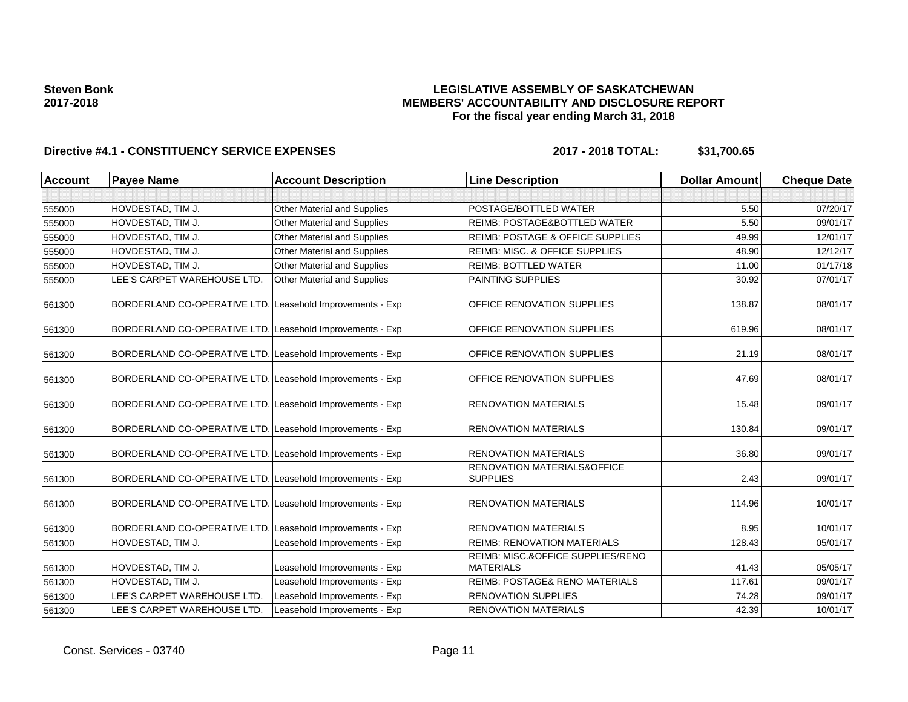**Steven Bonk**
**2017-2018**

# LEGISLATIVE ASSEMBLY OF SASKATCHEWAN
## MEMBERS' ACCOUNTABILITY AND DISCLOSURE REPORT
### For the fiscal year ending March 31, 2018

**Directive #4.1 - CONSTITUENCY SERVICE EXPENSES** **2017 - 2018 TOTAL: $31,700.65**

| Account | Payee Name | Account Description | Line Description | Dollar Amount | Cheque Date |
|---|---|---|---|---|---|
| | | | | | |
| 555000 | HOVDESTAD, TIM J. | Other Material and Supplies | POSTAGE/BOTTLED WATER | 5.50 | 07/20/17 |
| 555000 | HOVDESTAD, TIM J. | Other Material and Supplies | REIMB: POSTAGE&BOTTLED WATER | 5.50 | 09/01/17 |
| 555000 | HOVDESTAD, TIM J. | Other Material and Supplies | REIMB: POSTAGE & OFFICE SUPPLIES | 49.99 | 12/01/17 |
| 555000 | HOVDESTAD, TIM J. | Other Material and Supplies | REIMB: MISC. & OFFICE SUPPLIES | 48.90 | 12/12/17 |
| 555000 | HOVDESTAD, TIM J. | Other Material and Supplies | REIMB: BOTTLED WATER | 11.00 | 01/17/18 |
| 555000 | LEE'S CARPET WAREHOUSE LTD. | Other Material and Supplies | PAINTING SUPPLIES | 30.92 | 07/01/17 |
| 561300 | BORDERLAND CO-OPERATIVE LTD. | Leasehold Improvements - Exp | OFFICE RENOVATION SUPPLIES | 138.87 | 08/01/17 |
| 561300 | BORDERLAND CO-OPERATIVE LTD. | Leasehold Improvements - Exp | OFFICE RENOVATION SUPPLIES | 619.96 | 08/01/17 |
| 561300 | BORDERLAND CO-OPERATIVE LTD. | Leasehold Improvements - Exp | OFFICE RENOVATION SUPPLIES | 21.19 | 08/01/17 |
| 561300 | BORDERLAND CO-OPERATIVE LTD. | Leasehold Improvements - Exp | OFFICE RENOVATION SUPPLIES | 47.69 | 08/01/17 |
| 561300 | BORDERLAND CO-OPERATIVE LTD. | Leasehold Improvements - Exp | RENOVATION MATERIALS | 15.48 | 09/01/17 |
| 561300 | BORDERLAND CO-OPERATIVE LTD. | Leasehold Improvements - Exp | RENOVATION MATERIALS | 130.84 | 09/01/17 |
| 561300 | BORDERLAND CO-OPERATIVE LTD. | Leasehold Improvements - Exp | RENOVATION MATERIALS | 36.80 | 09/01/17 |
| 561300 | BORDERLAND CO-OPERATIVE LTD. | Leasehold Improvements - Exp | RENOVATION MATERIALS&OFFICE SUPPLIES | 2.43 | 09/01/17 |
| 561300 | BORDERLAND CO-OPERATIVE LTD. | Leasehold Improvements - Exp | RENOVATION MATERIALS | 114.96 | 10/01/17 |
| 561300 | BORDERLAND CO-OPERATIVE LTD. | Leasehold Improvements - Exp | RENOVATION MATERIALS | 8.95 | 10/01/17 |
| 561300 | HOVDESTAD, TIM J. | Leasehold Improvements - Exp | REIMB: RENOVATION MATERIALS | 128.43 | 05/01/17 |
| 561300 | HOVDESTAD, TIM J. | Leasehold Improvements - Exp | REIMB: MISC.&OFFICE SUPPLIES/RENO MATERIALS | 41.43 | 05/05/17 |
| 561300 | HOVDESTAD, TIM J. | Leasehold Improvements - Exp | REIMB: POSTAGE& RENO MATERIALS | 117.61 | 09/01/17 |
| 561300 | LEE'S CARPET WAREHOUSE LTD. | Leasehold Improvements - Exp | RENOVATION SUPPLIES | 74.28 | 09/01/17 |
| 561300 | LEE'S CARPET WAREHOUSE LTD. | Leasehold Improvements - Exp | RENOVATION MATERIALS | 42.39 | 10/01/17 |

Const. Services - 03740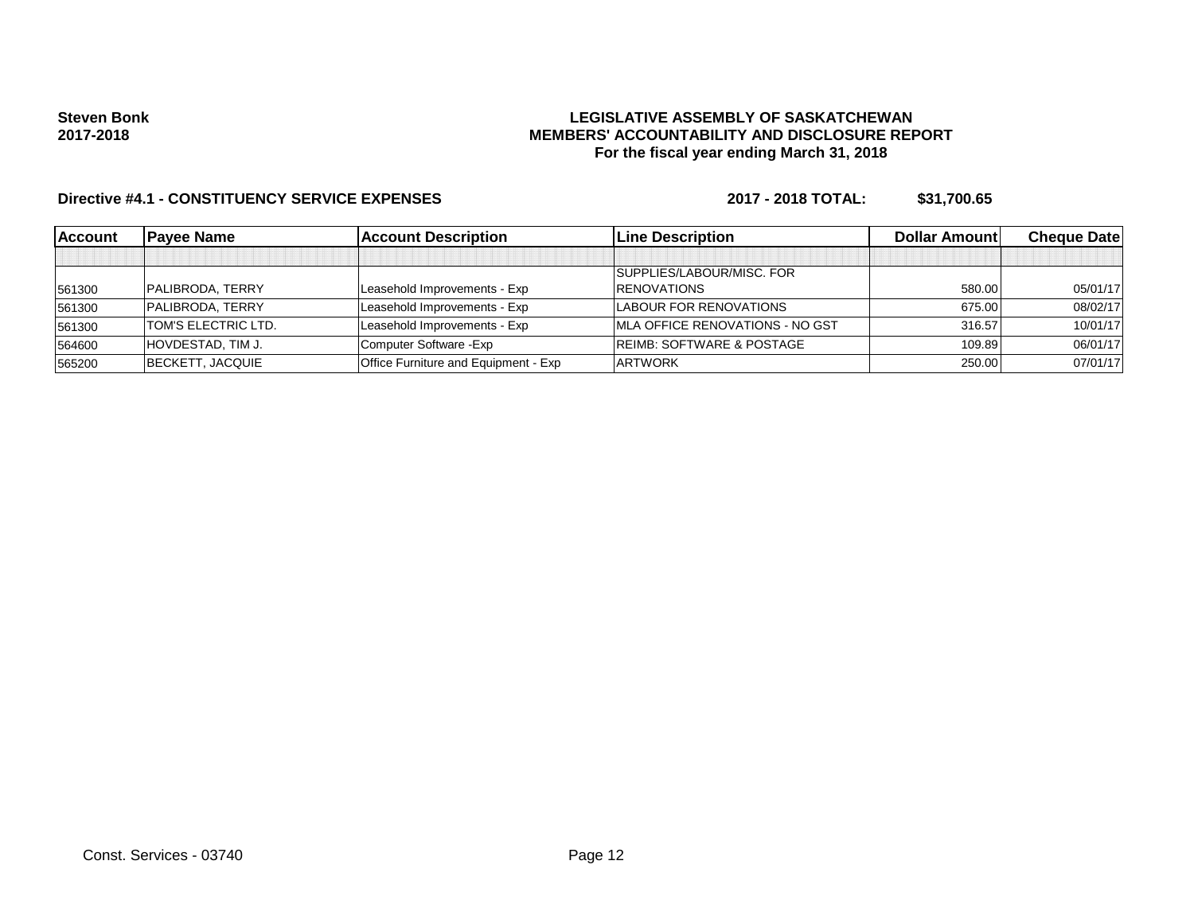**Steven Bonk**
**2017-2018**

**LEGISLATIVE ASSEMBLY OF SASKATCHEWAN**
**MEMBERS' ACCOUNTABILITY AND DISCLOSURE REPORT**
**For the fiscal year ending March 31, 2018**

**Directive #4.1 - CONSTITUENCY SERVICE EXPENSES** **2017 - 2018 TOTAL: $31,700.65**

| Account | Payee Name | Account Description | Line Description | Dollar Amount | Cheque Date |
|---|---|---|---|---|---|
| | | | | | |
| 561300 | PALIBRODA, TERRY | Leasehold Improvements - Exp | SUPPLIES/LABOUR/MISC. FOR RENOVATIONS | 580.00 | 05/01/17 |
| 561300 | PALIBRODA, TERRY | Leasehold Improvements - Exp | LABOUR FOR RENOVATIONS | 675.00 | 08/02/17 |
| 561300 | TOM'S ELECTRIC LTD. | Leasehold Improvements - Exp | MLA OFFICE RENOVATIONS - NO GST | 316.57 | 10/01/17 |
| 564600 | HOVDESTAD, TIM J. | Computer Software -Exp | REIMB: SOFTWARE & POSTAGE | 109.89 | 06/01/17 |
| 565200 | BECKETT, JACQUIE | Office Furniture and Equipment - Exp | ARTWORK | 250.00 | 07/01/17 |

Const. Services - 03740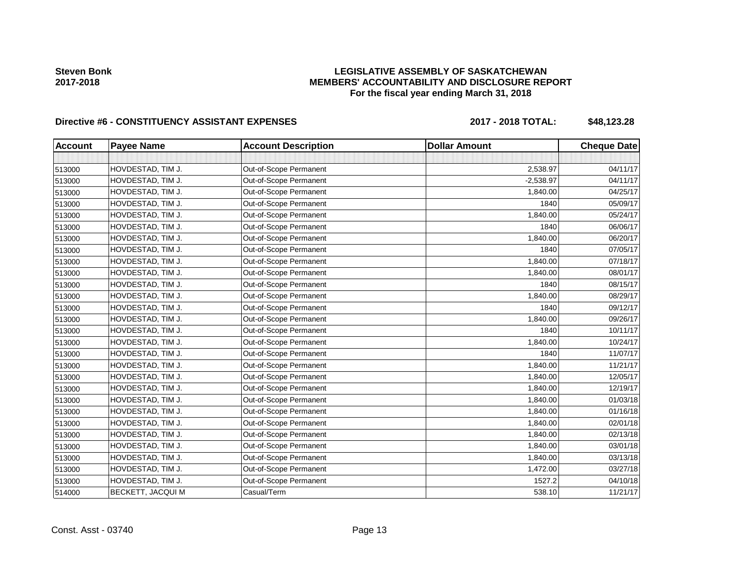**Steven Bonk**
**2017-2018**

# LEGISLATIVE ASSEMBLY OF SASKATCHEWAN
## MEMBERS' ACCOUNTABILITY AND DISCLOSURE REPORT
### For the fiscal year ending March 31, 2018

**Directive #6 - CONSTITUENCY ASSISTANT EXPENSES** **2017 - 2018 TOTAL: $48,123.28**

| Account | Payee Name | Account Description | Dollar Amount | Cheque Date |
|---|---|---|---|---|
| | | | | |
| 513000 | HOVDESTAD, TIM J. | Out-of-Scope Permanent | 2,538.97 | 04/11/17 |
| 513000 | HOVDESTAD, TIM J. | Out-of-Scope Permanent | -2,538.97 | 04/11/17 |
| 513000 | HOVDESTAD, TIM J. | Out-of-Scope Permanent | 1,840.00 | 04/25/17 |
| 513000 | HOVDESTAD, TIM J. | Out-of-Scope Permanent | 1840 | 05/09/17 |
| 513000 | HOVDESTAD, TIM J. | Out-of-Scope Permanent | 1,840.00 | 05/24/17 |
| 513000 | HOVDESTAD, TIM J. | Out-of-Scope Permanent | 1840 | 06/06/17 |
| 513000 | HOVDESTAD, TIM J. | Out-of-Scope Permanent | 1,840.00 | 06/20/17 |
| 513000 | HOVDESTAD, TIM J. | Out-of-Scope Permanent | 1840 | 07/05/17 |
| 513000 | HOVDESTAD, TIM J. | Out-of-Scope Permanent | 1,840.00 | 07/18/17 |
| 513000 | HOVDESTAD, TIM J. | Out-of-Scope Permanent | 1,840.00 | 08/01/17 |
| 513000 | HOVDESTAD, TIM J. | Out-of-Scope Permanent | 1840 | 08/15/17 |
| 513000 | HOVDESTAD, TIM J. | Out-of-Scope Permanent | 1,840.00 | 08/29/17 |
| 513000 | HOVDESTAD, TIM J. | Out-of-Scope Permanent | 1840 | 09/12/17 |
| 513000 | HOVDESTAD, TIM J. | Out-of-Scope Permanent | 1,840.00 | 09/26/17 |
| 513000 | HOVDESTAD, TIM J. | Out-of-Scope Permanent | 1840 | 10/11/17 |
| 513000 | HOVDESTAD, TIM J. | Out-of-Scope Permanent | 1,840.00 | 10/24/17 |
| 513000 | HOVDESTAD, TIM J. | Out-of-Scope Permanent | 1840 | 11/07/17 |
| 513000 | HOVDESTAD, TIM J. | Out-of-Scope Permanent | 1,840.00 | 11/21/17 |
| 513000 | HOVDESTAD, TIM J. | Out-of-Scope Permanent | 1,840.00 | 12/05/17 |
| 513000 | HOVDESTAD, TIM J. | Out-of-Scope Permanent | 1,840.00 | 12/19/17 |
| 513000 | HOVDESTAD, TIM J. | Out-of-Scope Permanent | 1,840.00 | 01/03/18 |
| 513000 | HOVDESTAD, TIM J. | Out-of-Scope Permanent | 1,840.00 | 01/16/18 |
| 513000 | HOVDESTAD, TIM J. | Out-of-Scope Permanent | 1,840.00 | 02/01/18 |
| 513000 | HOVDESTAD, TIM J. | Out-of-Scope Permanent | 1,840.00 | 02/13/18 |
| 513000 | HOVDESTAD, TIM J. | Out-of-Scope Permanent | 1,840.00 | 03/01/18 |
| 513000 | HOVDESTAD, TIM J. | Out-of-Scope Permanent | 1,840.00 | 03/13/18 |
| 513000 | HOVDESTAD, TIM J. | Out-of-Scope Permanent | 1,472.00 | 03/27/18 |
| 513000 | HOVDESTAD, TIM J. | Out-of-Scope Permanent | 1527.2 | 04/10/18 |
| 514000 | BECKETT, JACQUI M | Casual/Term | 538.10 | 11/21/17 |

Const. Asst - 03740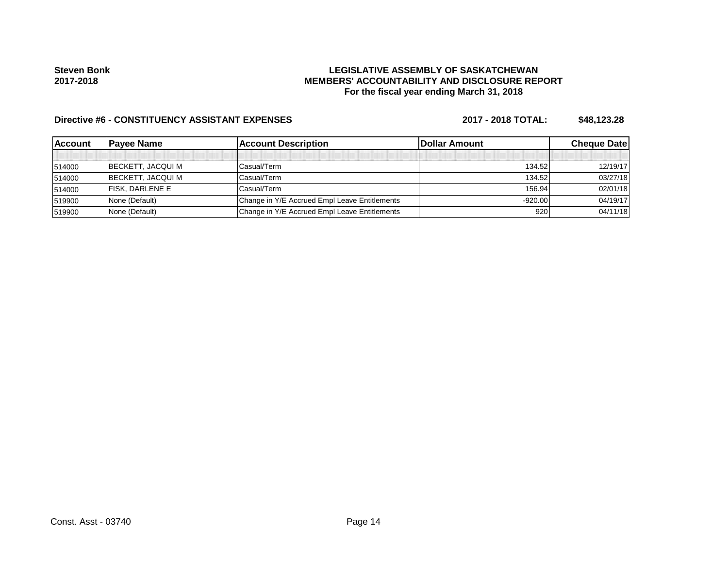**Steven Bonk**
**2017-2018**

# LEGISLATIVE ASSEMBLY OF SASKATCHEWAN
## MEMBERS' ACCOUNTABILITY AND DISCLOSURE REPORT
### For the fiscal year ending March 31, 2018

**Directive #6 - CONSTITUENCY ASSISTANT EXPENSES** **2017 - 2018 TOTAL: $48,123.28**

| Account | Payee Name | Account Description | Dollar Amount | Cheque Date |
|---|---|---|---|---|
| | | | | |
| 514000 | BECKETT, JACQUI M | Casual/Term | 134.52 | 12/19/17 |
| 514000 | BECKETT, JACQUI M | Casual/Term | 134.52 | 03/27/18 |
| 514000 | FISK, DARLENE E | Casual/Term | 156.94 | 02/01/18 |
| 519900 | None (Default) | Change in Y/E Accrued Empl Leave Entitlements | -920.00 | 04/19/17 |
| 519900 | None (Default) | Change in Y/E Accrued Empl Leave Entitlements | 920 | 04/11/18 |

Const. Asst - 03740